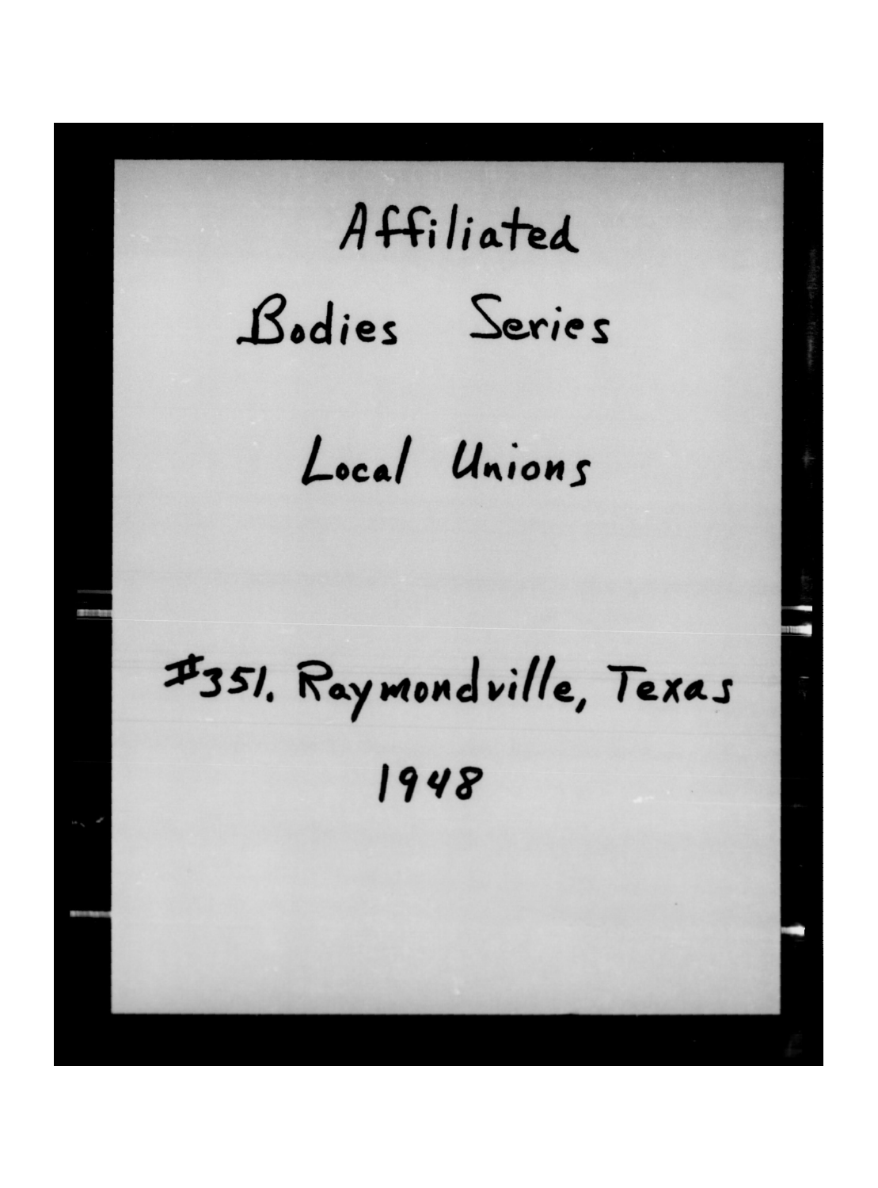Affiliated

Bodies Series

Local Unions

#351. Raymondville, Texas

1948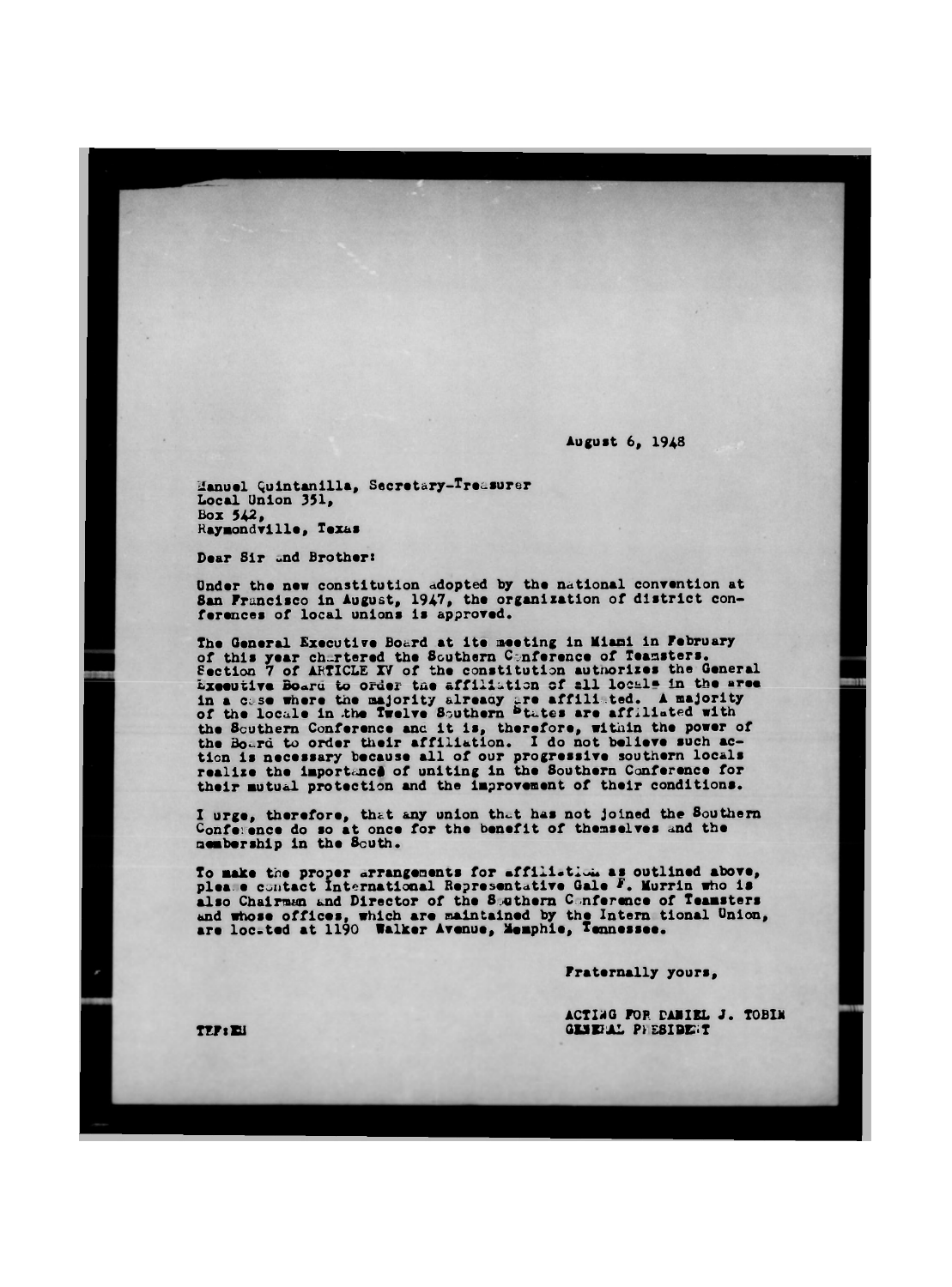August 6, 1948

Manuel Quintanilla, Secretary-Treasurer
Local Union 351,
Box 542,
Raymondville, Texas

Dear Sir and Brother:

Under the new constitution adopted by the national convention at San Francisco in August, 1947, the organization of district conferences of local unions is approved.

The General Executive Board at its meeting in Miami in February of this year chartered the Southern Conference of Teamsters. Section 7 of ARTICLE XV of the constitution authorizes the General Executive Board to order the affiliation of all locals in the area in a case where the majority already are affiliated. A majority of the locals in the Twelve Southern States are affiliated with the Southern Conference and it is, therefore, within the power of the Board to order their affiliation. I do not believe such action is necessary because all of our progressive southern locals realize the importance of uniting in the Southern Conference for their mutual protection and the improvement of their conditions.

I urge, therefore, that any union that has not joined the Southern Conference do so at once for the benefit of themselves and the membership in the South.

To make the proper arrangements for affiliation as outlined above, please contact International Representative Gale F. Murrin who is also Chairman and Director of the Southern Conference of Teamsters and whose offices, which are maintained by the International Union, are located at 1190 Walker Avenue, Memphis, Tennessee.

Fraternally yours,

ACTING FOR DANIEL J. TOBIN
GENERAL PRESIDENT

TEF:EH